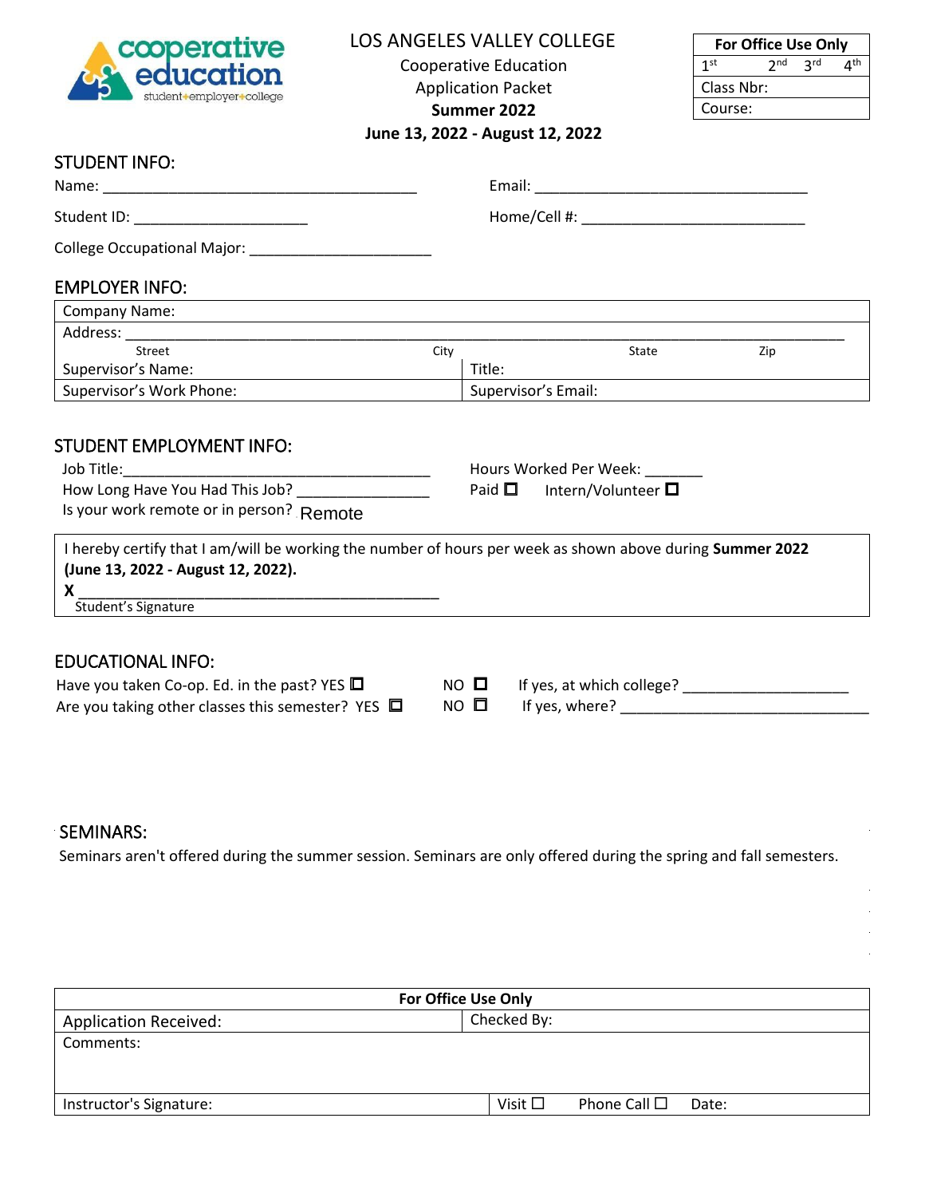LOS ANGELES VALLEY COLLEGE

Cooperative Education

Application Packet

**Summer 2022**

**June 13, 2022 - August 12, 2022**

| **For Office Use Only** | | | |
|---|---|---|---|
| 1st | 2nd | 3rd | 4th |
| Class Nbr: | | | |
| Course: | | | |

## STUDENT INFO:

Name: ______________________________________ Email: _________________________________

Student ID: _____________________ Home/Cell #: ___________________________

College Occupational Major: ______________________

## EMPLOYER INFO:

| | |
|---|---|
| Company Name: | |
| Address: ___ Street ___ City ___ State ___ Zip | |
| Supervisor's Name: | Title: |
| Supervisor's Work Phone: | Supervisor's Email: |

## STUDENT EMPLOYMENT INFO:

Job Title:_______________________________________ Hours Worked Per Week: _______

How Long Have You Had This Job? ________________ Paid ☐ Intern/Volunteer ☐

Is your work remote or in person? Remote

I hereby certify that I am/will be working the number of hours per week as shown above during **Summer 2022 (June 13, 2022 - August 12, 2022).**

**X** _____________________________________________

Student's Signature

## EDUCATIONAL INFO:

Have you taken Co-op. Ed. in the past? YES ☐ NO ☐ If yes, at which college? ____________________

Are you taking other classes this semester? YES ☐ NO ☐ If yes, where? ______________________________

## SEMINARS:

Seminars aren't offered during the summer session. Seminars are only offered during the spring and fall semesters.

| **For Office Use Only** | | | | |
|---|---|---|---|---|
| Application Received: | Checked By: | | | |
| Comments: | | | | |
| Instructor's Signature: | Visit ☐ | Phone Call ☐ | Date: | |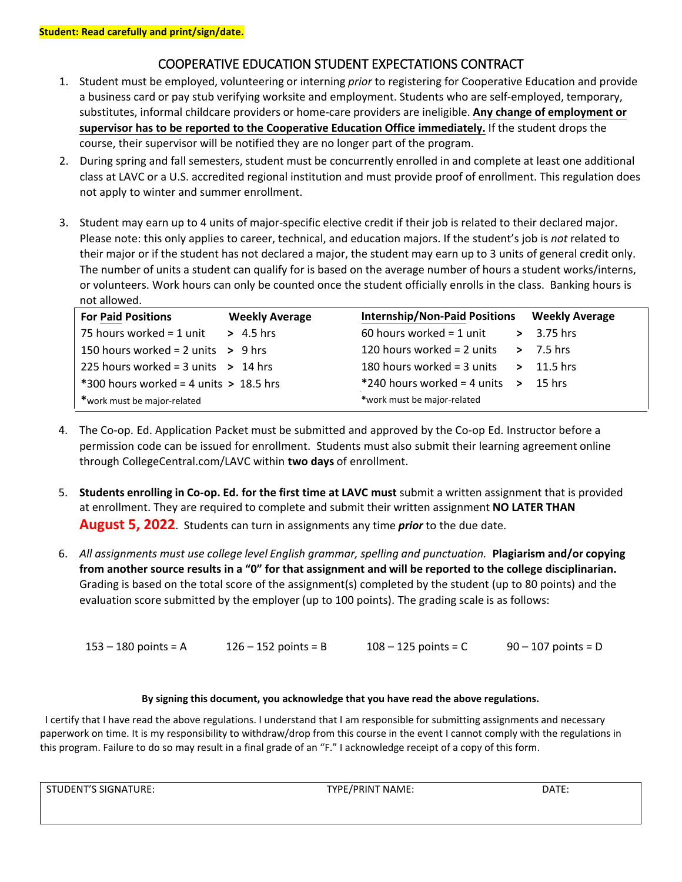**Student: Read carefully and print/sign/date.**

# COOPERATIVE EDUCATION STUDENT EXPECTATIONS CONTRACT

1. Student must be employed, volunteering or interning *prior* to registering for Cooperative Education and provide a business card or pay stub verifying worksite and employment. Students who are self-employed, temporary, substitutes, informal childcare providers or home-care providers are ineligible. **Any change of employment or supervisor has to be reported to the Cooperative Education Office immediately.** If the student drops the course, their supervisor will be notified they are no longer part of the program.
2. During spring and fall semesters, student must be concurrently enrolled in and complete at least one additional class at LAVC or a U.S. accredited regional institution and must provide proof of enrollment. This regulation does not apply to winter and summer enrollment.
3. Student may earn up to 4 units of major-specific elective credit if their job is related to their declared major. Please note: this only applies to career, technical, and education majors. If the student's job is *not* related to their major or if the student has not declared a major, the student may earn up to 3 units of general credit only. The number of units a student can qualify for is based on the average number of hours a student works/interns, or volunteers. Work hours can only be counted once the student officially enrolls in the class. Banking hours is not allowed.

| For **Paid** Positions | Weekly Average | **Internship/Non-Paid** Positions | Weekly Average |
|---|---|---|---|
| 75 hours worked = 1 unit | > 4.5 hrs | 60 hours worked = 1 unit | > 3.75 hrs |
| 150 hours worked = 2 units | > 9 hrs | 120 hours worked = 2 units | > 7.5 hrs |
| 225 hours worked = 3 units | > 14 hrs | 180 hours worked = 3 units | > 11.5 hrs |
| *300 hours worked = 4 units | > 18.5 hrs | *240 hours worked = 4 units | > 15 hrs |
| *work must be major-related | | *work must be major-related | |

4. The Co-op. Ed. Application Packet must be submitted and approved by the Co-op Ed. Instructor before a permission code can be issued for enrollment. Students must also submit their learning agreement online through CollegeCentral.com/LAVC within **two days** of enrollment.
5. **Students enrolling in Co-op. Ed. for the first time at LAVC must** submit a written assignment that is provided at enrollment. They are required to complete and submit their written assignment **NO LATER THAN August 5, 2022**. Students can turn in assignments any time ***prior*** to the due date.
6. *All assignments must use college level English grammar, spelling and punctuation.* **Plagiarism and/or copying from another source results in a "0" for that assignment and will be reported to the college disciplinarian.** Grading is based on the total score of the assignment(s) completed by the student (up to 80 points) and the evaluation score submitted by the employer (up to 100 points). The grading scale is as follows:

153 – 180 points = A    126 – 152 points = B    108 – 125 points = C    90 – 107 points = D

**By signing this document, you acknowledge that you have read the above regulations.**

I certify that I have read the above regulations. I understand that I am responsible for submitting assignments and necessary paperwork on time. It is my responsibility to withdraw/drop from this course in the event I cannot comply with the regulations in this program. Failure to do so may result in a final grade of an "F." I acknowledge receipt of a copy of this form.

| STUDENT'S SIGNATURE: | TYPE/PRINT NAME: | DATE: |
|---|---|---|
| | | |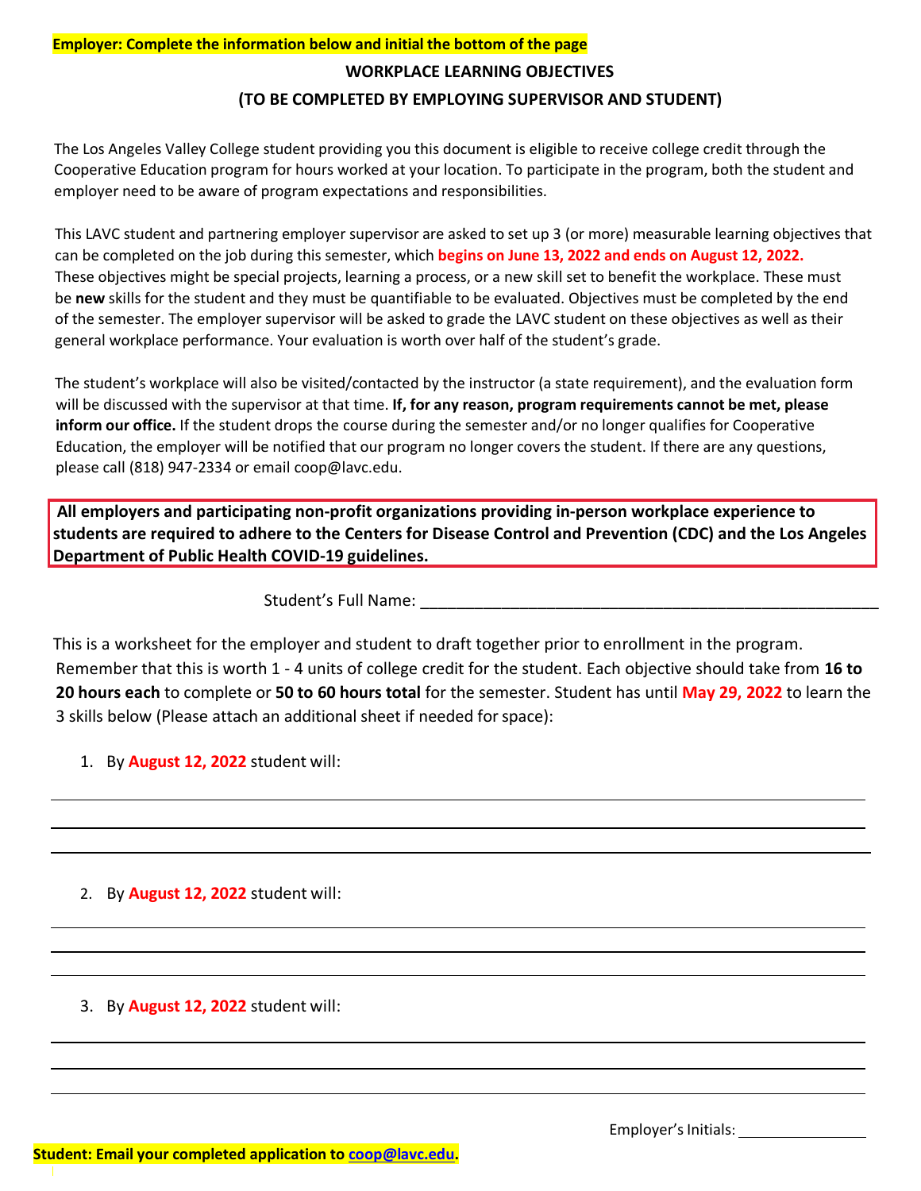**Employer: Complete the information below and initial the bottom of the page**

## WORKPLACE LEARNING OBJECTIVES

## (TO BE COMPLETED BY EMPLOYING SUPERVISOR AND STUDENT)

The Los Angeles Valley College student providing you this document is eligible to receive college credit through the Cooperative Education program for hours worked at your location. To participate in the program, both the student and employer need to be aware of program expectations and responsibilities.

This LAVC student and partnering employer supervisor are asked to set up 3 (or more) measurable learning objectives that can be completed on the job during this semester, which **begins on June 13, 2022 and ends on August 12, 2022.** These objectives might be special projects, learning a process, or a new skill set to benefit the workplace. These must be **new** skills for the student and they must be quantifiable to be evaluated. Objectives must be completed by the end of the semester. The employer supervisor will be asked to grade the LAVC student on these objectives as well as their general workplace performance. Your evaluation is worth over half of the student's grade.

The student's workplace will also be visited/contacted by the instructor (a state requirement), and the evaluation form will be discussed with the supervisor at that time. **If, for any reason, program requirements cannot be met, please inform our office.** If the student drops the course during the semester and/or no longer qualifies for Cooperative Education, the employer will be notified that our program no longer covers the student. If there are any questions, please call (818) 947-2334 or email coop@lavc.edu.

**All employers and participating non-profit organizations providing in-person workplace experience to students are required to adhere to the Centers for Disease Control and Prevention (CDC) and the Los Angeles Department of Public Health COVID-19 guidelines.**

Student's Full Name: ____________________________________________________

This is a worksheet for the employer and student to draft together prior to enrollment in the program. Remember that this is worth 1 - 4 units of college credit for the student. Each objective should take from **16 to 20 hours each** to complete or **50 to 60 hours total** for the semester. Student has until **May 29, 2022** to learn the 3 skills below (Please attach an additional sheet if needed for space):

1. By **August 12, 2022** student will:

_______________________________________________________________________________

_______________________________________________________________________________

_______________________________________________________________________________

2. By **August 12, 2022** student will:

_______________________________________________________________________________

_______________________________________________________________________________

_______________________________________________________________________________

3. By **August 12, 2022** student will:

_______________________________________________________________________________

_______________________________________________________________________________

_______________________________________________________________________________

Employer's Initials: _______________

**Student: Email your completed application to coop@lavc.edu.**